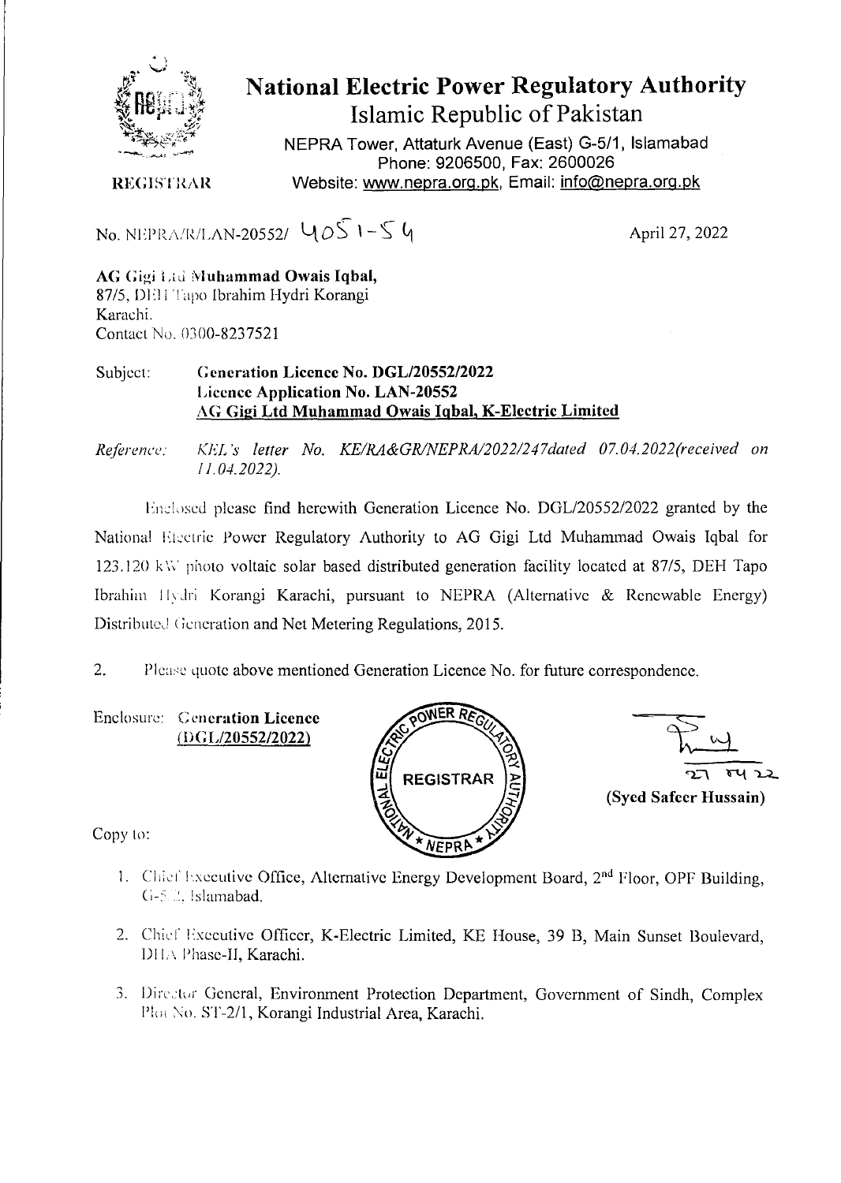# National Electric Power Regulatory Authority

## Islamic Republic of Pakistan

NEPRA Tower, Attaturk Avenue (East) G-5/1, Islamabad
Phone: 9206500, Fax: 2600026
Website: www.nepra.org.pk, Email: info@nepra.org.pk

REGISTRAR

No. NEPRA/R/LAN-20552/ 4051-54

April 27, 2022

**AG Gigi Ltd Muhammad Owais Iqbal,**
87/5, DEH Tapo Ibrahim Hydri Korangi
Karachi.
Contact No. 0300-8237521

Subject: **Generation Licence No. DGL/20552/2022**
**Licence Application No. LAN-20552**
**AG Gigi Ltd Muhammad Owais Iqbal, K-Electric Limited**

*Reference: KEL's letter No. KE/RA&GR/NEPRA/2022/247dated 07.04.2022(received on 11.04.2022).*

Enclosed please find herewith Generation Licence No. DGL/20552/2022 granted by the National Electric Power Regulatory Authority to AG Gigi Ltd Muhammad Owais Iqbal for 123.120 kW photo voltaic solar based distributed generation facility located at 87/5, DEH Tapo Ibrahim Hydri Korangi Karachi, pursuant to NEPRA (Alternative & Renewable Energy) Distributed Generation and Net Metering Regulations, 2015.

2. Please quote above mentioned Generation Licence No. for future correspondence.

Enclosure: **Generation Licence (DGL/20552/2022)**

27 04 22
**(Syed Safeer Hussain)**

Copy to:

1. Chief Executive Office, Alternative Energy Development Board, 2nd Floor, OPF Building, G-5/2, Islamabad.
2. Chief Executive Officer, K-Electric Limited, KE House, 39 B, Main Sunset Boulevard, DHA Phase-II, Karachi.
3. Director General, Environment Protection Department, Government of Sindh, Complex Plot No. ST-2/1, Korangi Industrial Area, Karachi.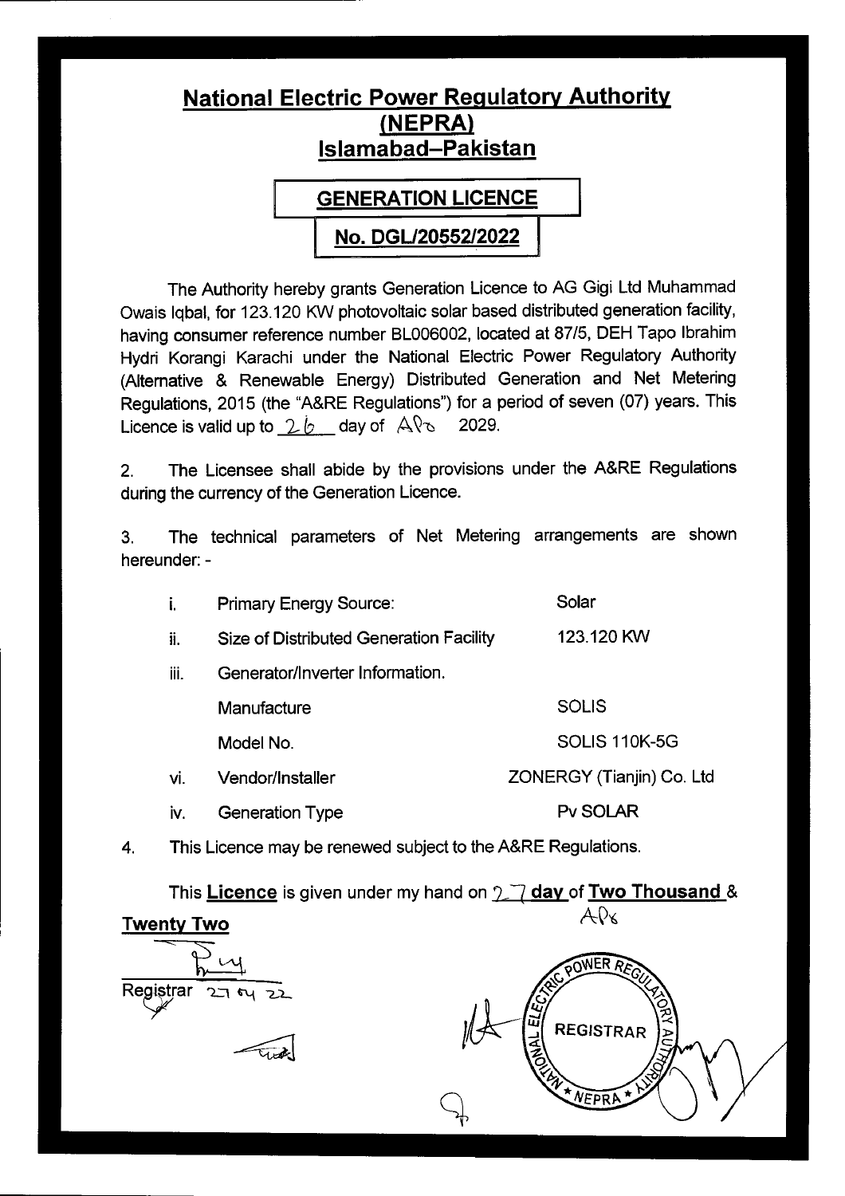# National Electric Power Regulatory Authority (NEPRA) Islamabad–Pakistan

## GENERATION LICENCE

## No. DGL/20552/2022

The Authority hereby grants Generation Licence to AG Gigi Ltd Muhammad Owais Iqbal, for 123.120 KW photovoltaic solar based distributed generation facility, having consumer reference number BL006002, located at 87/5, DEH Tapo Ibrahim Hydri Korangi Karachi under the National Electric Power Regulatory Authority (Alternative & Renewable Energy) Distributed Generation and Net Metering Regulations, 2015 (the "A&RE Regulations") for a period of seven (07) years. This Licence is valid up to 26 day of Apr 2029.

2. The Licensee shall abide by the provisions under the A&RE Regulations during the currency of the Generation Licence.

3. The technical parameters of Net Metering arrangements are shown hereunder: -

| | | |
|---|---|---|
| i. | Primary Energy Source: | Solar |
| ii. | Size of Distributed Generation Facility | 123.120 KW |
| iii. | Generator/Inverter Information. | |
| | Manufacture | SOLIS |
| | Model No. | SOLIS 110K-5G |
| vi. | Vendor/Installer | ZONERGY (Tianjin) Co. Ltd |
| iv. | Generation Type | Pv SOLAR |

4. This Licence may be renewed subject to the A&RE Regulations.

This **Licence** is given under my hand on 27 **day** of Apr **Two Thousand & Twenty Two**

Registrar 27 04 22

REGISTRAR
NATIONAL ELECTRIC POWER REGULATORY AUTHORITY
★ NEPRA ★